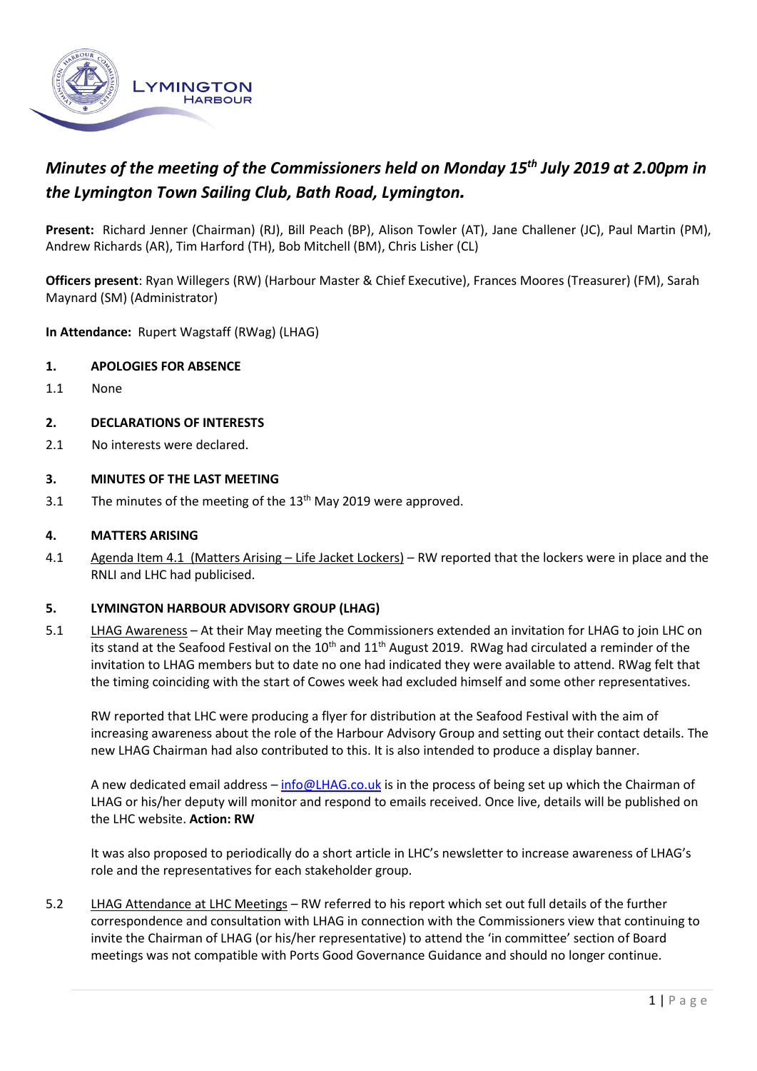*Minutes of the meeting of the Commissioners held on Monday 15th July 2019 at 2.00pm in the Lymington Town Sailing Club, Bath Road, Lymington.*

**Present:** Richard Jenner (Chairman) (RJ), Bill Peach (BP), Alison Towler (AT), Jane Challener (JC), Paul Martin (PM), Andrew Richards (AR), Tim Harford (TH), Bob Mitchell (BM), Chris Lisher (CL)

**Officers present**: Ryan Willegers (RW) (Harbour Master & Chief Executive), Frances Moores (Treasurer) (FM), Sarah Maynard (SM) (Administrator)

**In Attendance:** Rupert Wagstaff (RWag) (LHAG)

**1. APOLOGIES FOR ABSENCE**

1.1 None

**2. DECLARATIONS OF INTERESTS**

2.1 No interests were declared.

**3. MINUTES OF THE LAST MEETING**

3.1 The minutes of the meeting of the 13th May 2019 were approved.

**4. MATTERS ARISING**

4.1 Agenda Item 4.1 (Matters Arising – Life Jacket Lockers) – RW reported that the lockers were in place and the RNLI and LHC had publicised.

**5. LYMINGTON HARBOUR ADVISORY GROUP (LHAG)**

5.1 LHAG Awareness – At their May meeting the Commissioners extended an invitation for LHAG to join LHC on its stand at the Seafood Festival on the 10th and 11th August 2019. RWag had circulated a reminder of the invitation to LHAG members but to date no one had indicated they were available to attend. RWag felt that the timing coinciding with the start of Cowes week had excluded himself and some other representatives.

RW reported that LHC were producing a flyer for distribution at the Seafood Festival with the aim of increasing awareness about the role of the Harbour Advisory Group and setting out their contact details. The new LHAG Chairman had also contributed to this. It is also intended to produce a display banner.

A new dedicated email address – info@LHAG.co.uk is in the process of being set up which the Chairman of LHAG or his/her deputy will monitor and respond to emails received. Once live, details will be published on the LHC website. **Action: RW**

It was also proposed to periodically do a short article in LHC's newsletter to increase awareness of LHAG's role and the representatives for each stakeholder group.

5.2 LHAG Attendance at LHC Meetings – RW referred to his report which set out full details of the further correspondence and consultation with LHAG in connection with the Commissioners view that continuing to invite the Chairman of LHAG (or his/her representative) to attend the 'in committee' section of Board meetings was not compatible with Ports Good Governance Guidance and should no longer continue.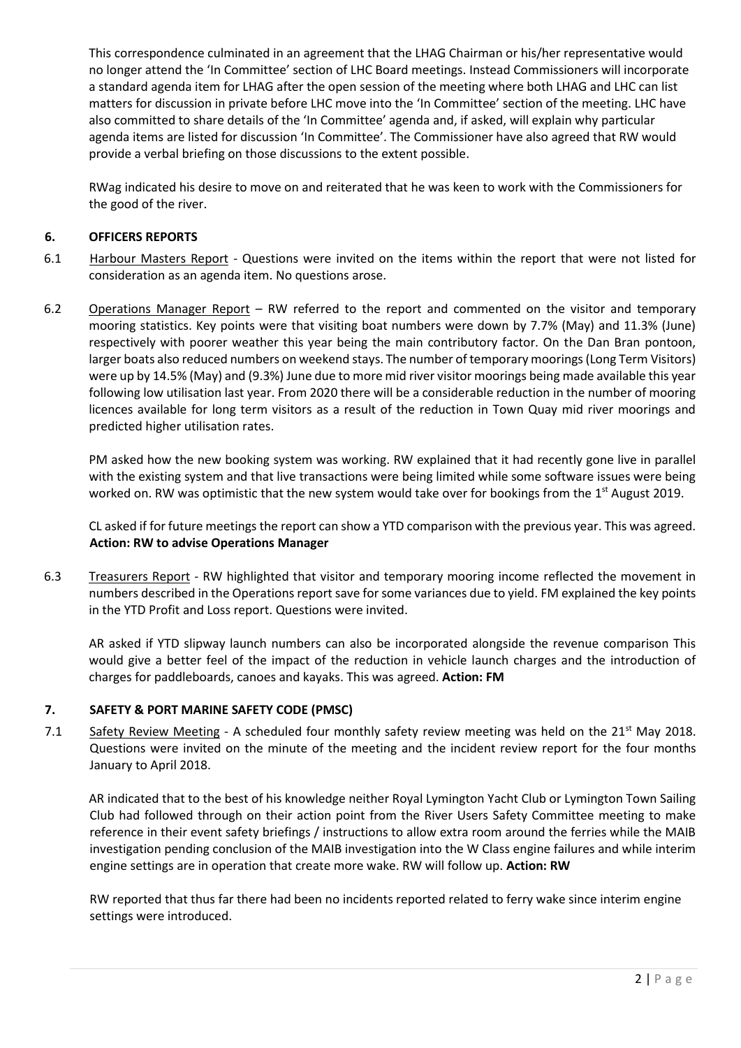This correspondence culminated in an agreement that the LHAG Chairman or his/her representative would no longer attend the 'In Committee' section of LHC Board meetings. Instead Commissioners will incorporate a standard agenda item for LHAG after the open session of the meeting where both LHAG and LHC can list matters for discussion in private before LHC move into the 'In Committee' section of the meeting. LHC have also committed to share details of the 'In Committee' agenda and, if asked, will explain why particular agenda items are listed for discussion 'In Committee'. The Commissioner have also agreed that RW would provide a verbal briefing on those discussions to the extent possible.

RWag indicated his desire to move on and reiterated that he was keen to work with the Commissioners for the good of the river.

## 6. OFFICERS REPORTS

6.1 Harbour Masters Report - Questions were invited on the items within the report that were not listed for consideration as an agenda item. No questions arose.

6.2 Operations Manager Report – RW referred to the report and commented on the visitor and temporary mooring statistics. Key points were that visiting boat numbers were down by 7.7% (May) and 11.3% (June) respectively with poorer weather this year being the main contributory factor. On the Dan Bran pontoon, larger boats also reduced numbers on weekend stays. The number of temporary moorings (Long Term Visitors) were up by 14.5% (May) and (9.3%) June due to more mid river visitor moorings being made available this year following low utilisation last year. From 2020 there will be a considerable reduction in the number of mooring licences available for long term visitors as a result of the reduction in Town Quay mid river moorings and predicted higher utilisation rates.

PM asked how the new booking system was working. RW explained that it had recently gone live in parallel with the existing system and that live transactions were being limited while some software issues were being worked on. RW was optimistic that the new system would take over for bookings from the 1st August 2019.

CL asked if for future meetings the report can show a YTD comparison with the previous year. This was agreed.
**Action: RW to advise Operations Manager**

6.3 Treasurers Report - RW highlighted that visitor and temporary mooring income reflected the movement in numbers described in the Operations report save for some variances due to yield. FM explained the key points in the YTD Profit and Loss report. Questions were invited.

AR asked if YTD slipway launch numbers can also be incorporated alongside the revenue comparison This would give a better feel of the impact of the reduction in vehicle launch charges and the introduction of charges for paddleboards, canoes and kayaks. This was agreed. **Action: FM**

## 7. SAFETY & PORT MARINE SAFETY CODE (PMSC)

7.1 Safety Review Meeting - A scheduled four monthly safety review meeting was held on the 21st May 2018. Questions were invited on the minute of the meeting and the incident review report for the four months January to April 2018.

AR indicated that to the best of his knowledge neither Royal Lymington Yacht Club or Lymington Town Sailing Club had followed through on their action point from the River Users Safety Committee meeting to make reference in their event safety briefings / instructions to allow extra room around the ferries while the MAIB investigation pending conclusion of the MAIB investigation into the W Class engine failures and while interim engine settings are in operation that create more wake. RW will follow up. **Action: RW**

RW reported that thus far there had been no incidents reported related to ferry wake since interim engine settings were introduced.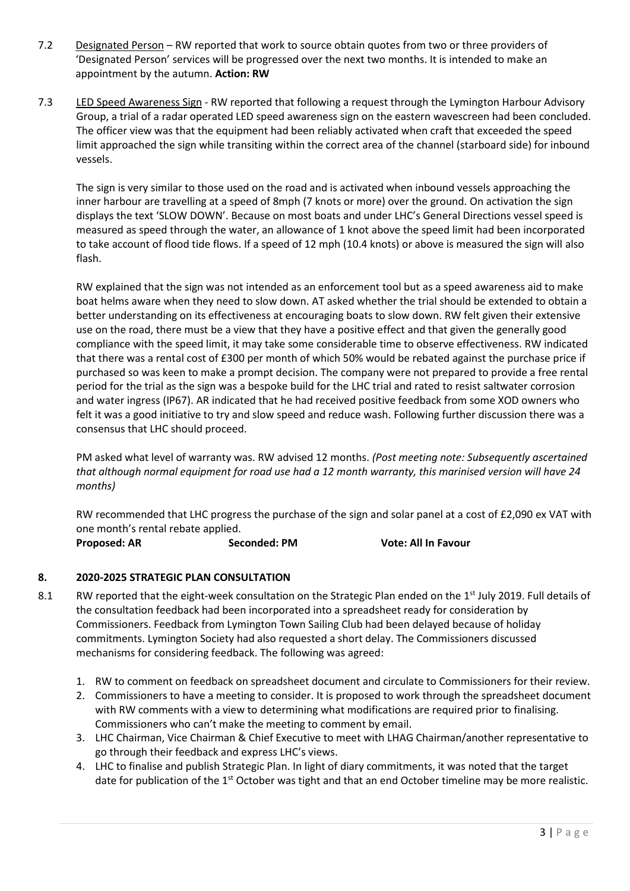7.2 Designated Person – RW reported that work to source obtain quotes from two or three providers of 'Designated Person' services will be progressed over the next two months. It is intended to make an appointment by the autumn. **Action: RW**

7.3 LED Speed Awareness Sign - RW reported that following a request through the Lymington Harbour Advisory Group, a trial of a radar operated LED speed awareness sign on the eastern wavescreen had been concluded. The officer view was that the equipment had been reliably activated when craft that exceeded the speed limit approached the sign while transiting within the correct area of the channel (starboard side) for inbound vessels.

The sign is very similar to those used on the road and is activated when inbound vessels approaching the inner harbour are travelling at a speed of 8mph (7 knots or more) over the ground. On activation the sign displays the text 'SLOW DOWN'. Because on most boats and under LHC's General Directions vessel speed is measured as speed through the water, an allowance of 1 knot above the speed limit had been incorporated to take account of flood tide flows. If a speed of 12 mph (10.4 knots) or above is measured the sign will also flash.

RW explained that the sign was not intended as an enforcement tool but as a speed awareness aid to make boat helms aware when they need to slow down. AT asked whether the trial should be extended to obtain a better understanding on its effectiveness at encouraging boats to slow down. RW felt given their extensive use on the road, there must be a view that they have a positive effect and that given the generally good compliance with the speed limit, it may take some considerable time to observe effectiveness. RW indicated that there was a rental cost of £300 per month of which 50% would be rebated against the purchase price if purchased so was keen to make a prompt decision. The company were not prepared to provide a free rental period for the trial as the sign was a bespoke build for the LHC trial and rated to resist saltwater corrosion and water ingress (IP67). AR indicated that he had received positive feedback from some XOD owners who felt it was a good initiative to try and slow speed and reduce wash. Following further discussion there was a consensus that LHC should proceed.

PM asked what level of warranty was. RW advised 12 months. *(Post meeting note: Subsequently ascertained that although normal equipment for road use had a 12 month warranty, this marinised version will have 24 months)*

RW recommended that LHC progress the purchase of the sign and solar panel at a cost of £2,090 ex VAT with one month's rental rebate applied.

**Proposed: AR** **Seconded: PM** **Vote: All In Favour**

## 8. 2020-2025 STRATEGIC PLAN CONSULTATION

8.1 RW reported that the eight-week consultation on the Strategic Plan ended on the 1st July 2019. Full details of the consultation feedback had been incorporated into a spreadsheet ready for consideration by Commissioners. Feedback from Lymington Town Sailing Club had been delayed because of holiday commitments. Lymington Society had also requested a short delay. The Commissioners discussed mechanisms for considering feedback. The following was agreed:

1. RW to comment on feedback on spreadsheet document and circulate to Commissioners for their review.
2. Commissioners to have a meeting to consider. It is proposed to work through the spreadsheet document with RW comments with a view to determining what modifications are required prior to finalising. Commissioners who can't make the meeting to comment by email.
3. LHC Chairman, Vice Chairman & Chief Executive to meet with LHAG Chairman/another representative to go through their feedback and express LHC's views.
4. LHC to finalise and publish Strategic Plan. In light of diary commitments, it was noted that the target date for publication of the 1st October was tight and that an end October timeline may be more realistic.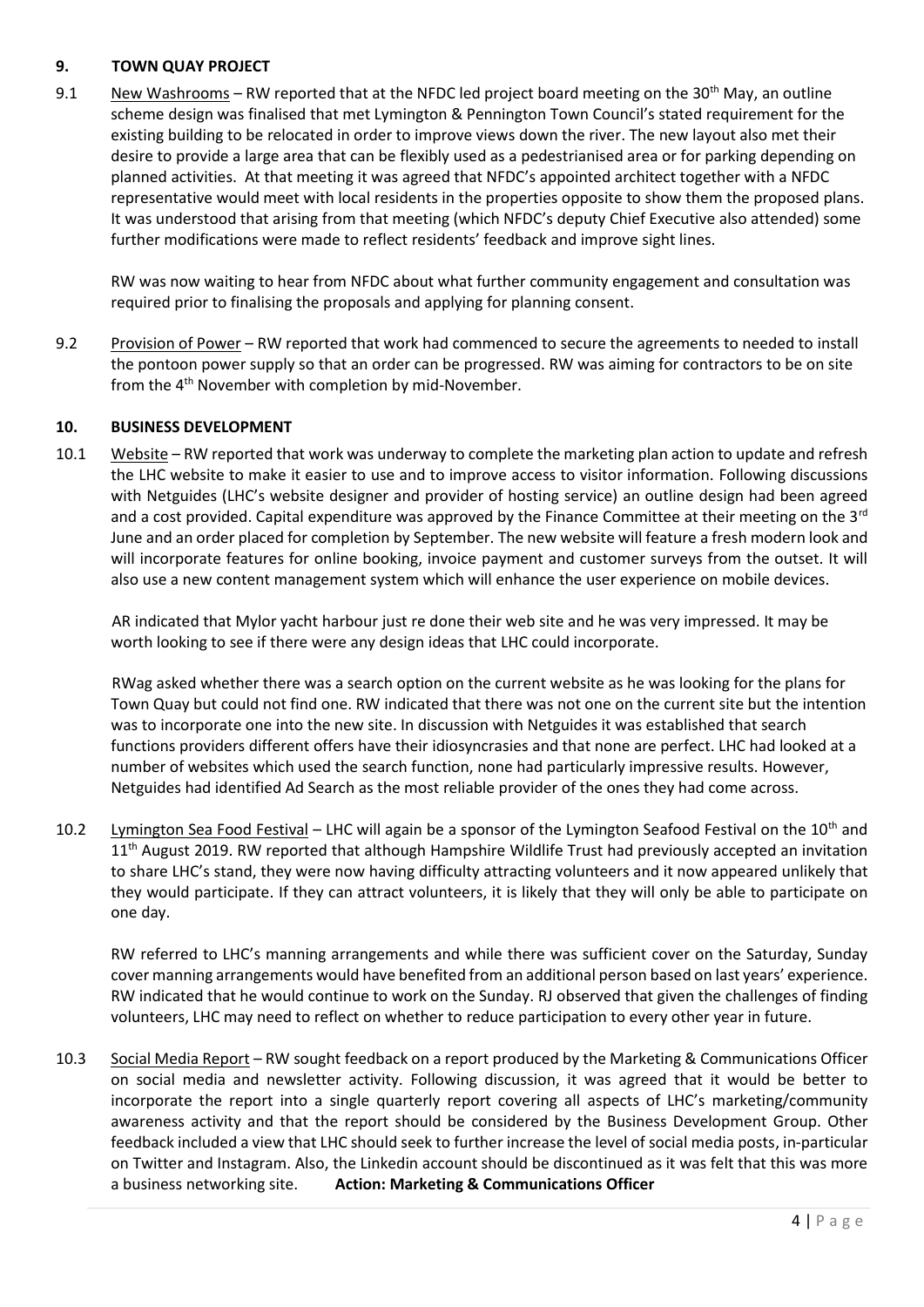## 9. TOWN QUAY PROJECT

9.1 New Washrooms – RW reported that at the NFDC led project board meeting on the 30th May, an outline scheme design was finalised that met Lymington & Pennington Town Council's stated requirement for the existing building to be relocated in order to improve views down the river. The new layout also met their desire to provide a large area that can be flexibly used as a pedestrianised area or for parking depending on planned activities. At that meeting it was agreed that NFDC's appointed architect together with a NFDC representative would meet with local residents in the properties opposite to show them the proposed plans. It was understood that arising from that meeting (which NFDC's deputy Chief Executive also attended) some further modifications were made to reflect residents' feedback and improve sight lines.

RW was now waiting to hear from NFDC about what further community engagement and consultation was required prior to finalising the proposals and applying for planning consent.

9.2 Provision of Power – RW reported that work had commenced to secure the agreements to needed to install the pontoon power supply so that an order can be progressed. RW was aiming for contractors to be on site from the 4th November with completion by mid-November.

## 10. BUSINESS DEVELOPMENT

10.1 Website – RW reported that work was underway to complete the marketing plan action to update and refresh the LHC website to make it easier to use and to improve access to visitor information. Following discussions with Netguides (LHC's website designer and provider of hosting service) an outline design had been agreed and a cost provided. Capital expenditure was approved by the Finance Committee at their meeting on the 3rd June and an order placed for completion by September. The new website will feature a fresh modern look and will incorporate features for online booking, invoice payment and customer surveys from the outset. It will also use a new content management system which will enhance the user experience on mobile devices.

AR indicated that Mylor yacht harbour just re done their web site and he was very impressed. It may be worth looking to see if there were any design ideas that LHC could incorporate.

RWag asked whether there was a search option on the current website as he was looking for the plans for Town Quay but could not find one. RW indicated that there was not one on the current site but the intention was to incorporate one into the new site. In discussion with Netguides it was established that search functions providers different offers have their idiosyncrasies and that none are perfect. LHC had looked at a number of websites which used the search function, none had particularly impressive results. However, Netguides had identified Ad Search as the most reliable provider of the ones they had come across.

10.2 Lymington Sea Food Festival – LHC will again be a sponsor of the Lymington Seafood Festival on the 10th and 11th August 2019. RW reported that although Hampshire Wildlife Trust had previously accepted an invitation to share LHC's stand, they were now having difficulty attracting volunteers and it now appeared unlikely that they would participate. If they can attract volunteers, it is likely that they will only be able to participate on one day.

RW referred to LHC's manning arrangements and while there was sufficient cover on the Saturday, Sunday cover manning arrangements would have benefited from an additional person based on last years' experience. RW indicated that he would continue to work on the Sunday. RJ observed that given the challenges of finding volunteers, LHC may need to reflect on whether to reduce participation to every other year in future.

10.3 Social Media Report – RW sought feedback on a report produced by the Marketing & Communications Officer on social media and newsletter activity. Following discussion, it was agreed that it would be better to incorporate the report into a single quarterly report covering all aspects of LHC's marketing/community awareness activity and that the report should be considered by the Business Development Group. Other feedback included a view that LHC should seek to further increase the level of social media posts, in-particular on Twitter and Instagram. Also, the Linkedin account should be discontinued as it was felt that this was more a business networking site. **Action: Marketing & Communications Officer**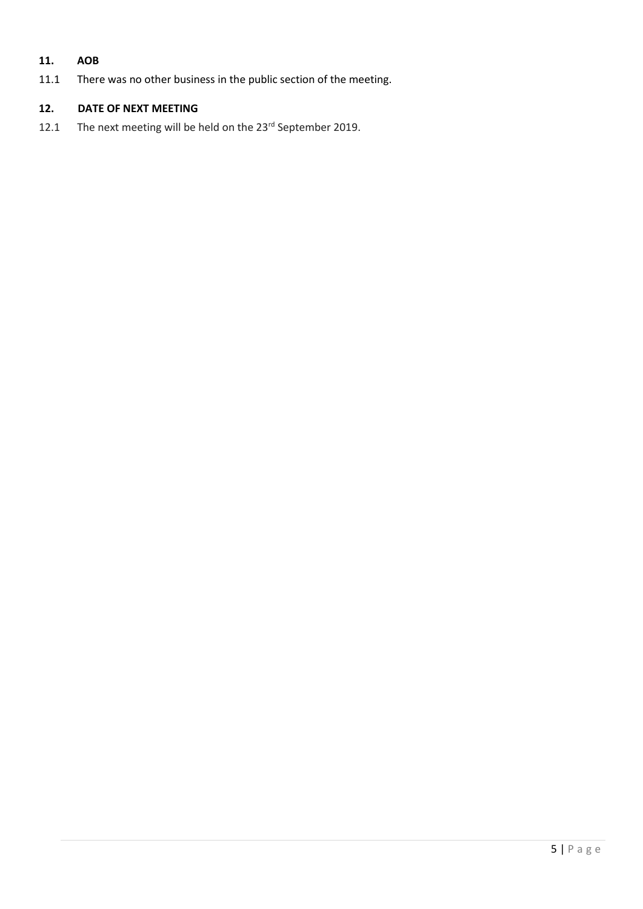## 11. AOB

11.1 There was no other business in the public section of the meeting.

## 12. DATE OF NEXT MEETING

12.1 The next meeting will be held on the 23rd September 2019.